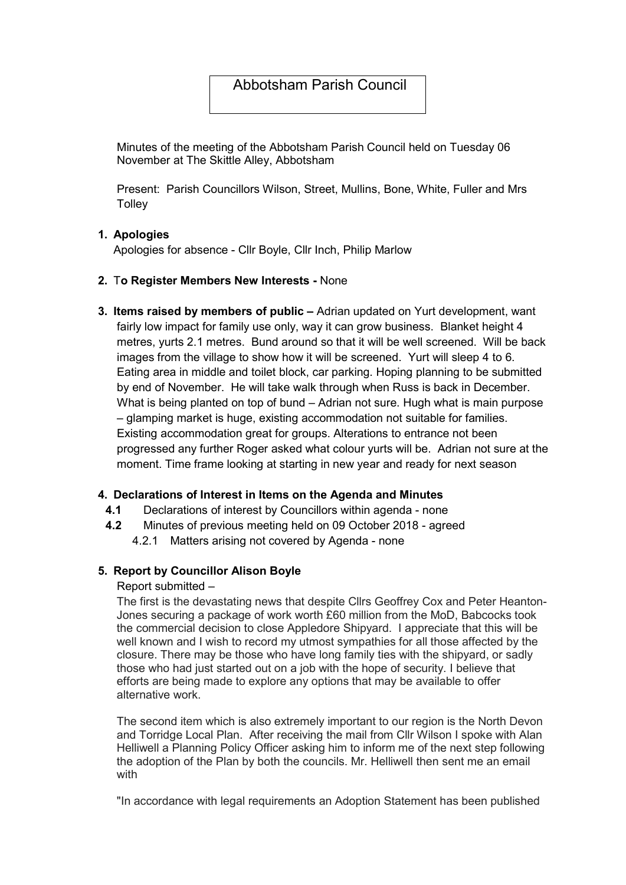# Abbotsham Parish Council

Minutes of the meeting of the Abbotsham Parish Council held on Tuesday 06 November at The Skittle Alley, Abbotsham

Present: Parish Councillors Wilson, Street, Mullins, Bone, White, Fuller and Mrs Tolley

1. **Apologies**

   Apologies for absence - Cllr Boyle, Cllr Inch, Philip Marlow

2. **To Register Members New Interests -** None

3. **Items raised by members of public –** Adrian updated on Yurt development, want fairly low impact for family use only, way it can grow business. Blanket height 4 metres, yurts 2.1 metres. Bund around so that it will be well screened. Will be back images from the village to show how it will be screened. Yurt will sleep 4 to 6. Eating area in middle and toilet block, car parking. Hoping planning to be submitted by end of November. He will take walk through when Russ is back in December. What is being planted on top of bund – Adrian not sure. Hugh what is main purpose – glamping market is huge, existing accommodation not suitable for families. Existing accommodation great for groups. Alterations to entrance not been progressed any further Roger asked what colour yurts will be. Adrian not sure at the moment. Time frame looking at starting in new year and ready for next season

4. **Declarations of Interest in Items on the Agenda and Minutes**
   - **4.1** Declarations of interest by Councillors within agenda - none
   - **4.2** Minutes of previous meeting held on 09 October 2018 - agreed
     - 4.2.1 Matters arising not covered by Agenda - none

5. **Report by Councillor Alison Boyle**

   Report submitted –

   The first is the devastating news that despite Cllrs Geoffrey Cox and Peter Heanton-Jones securing a package of work worth £60 million from the MoD, Babcocks took the commercial decision to close Appledore Shipyard. I appreciate that this will be well known and I wish to record my utmost sympathies for all those affected by the closure. There may be those who have long family ties with the shipyard, or sadly those who had just started out on a job with the hope of security. I believe that efforts are being made to explore any options that may be available to offer alternative work.

   The second item which is also extremely important to our region is the North Devon and Torridge Local Plan. After receiving the mail from Cllr Wilson I spoke with Alan Helliwell a Planning Policy Officer asking him to inform me of the next step following the adoption of the Plan by both the councils. Mr. Helliwell then sent me an email with

   "In accordance with legal requirements an Adoption Statement has been published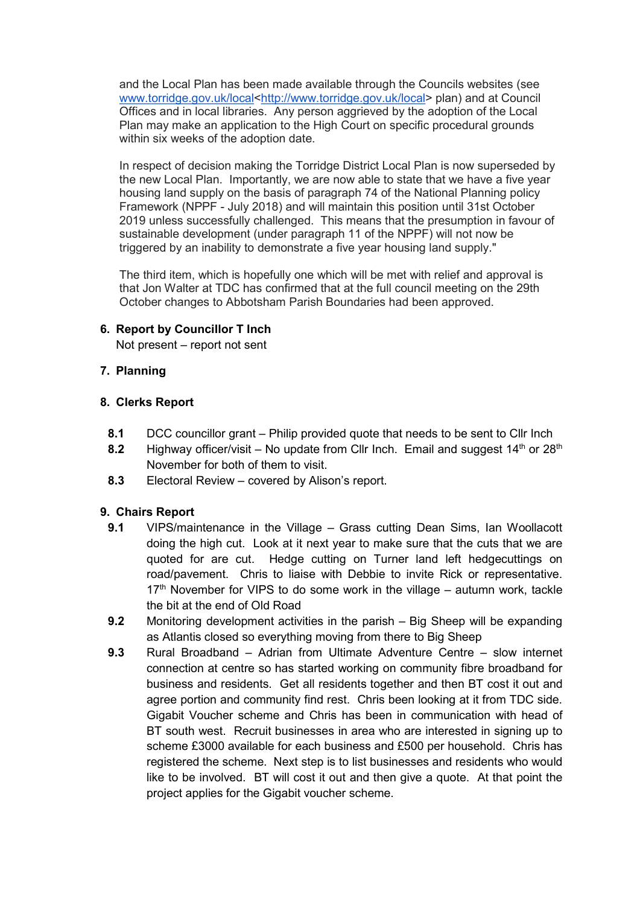and the Local Plan has been made available through the Councils websites (see www.torridge.gov.uk/local<http://www.torridge.gov.uk/local> plan) and at Council Offices and in local libraries. Any person aggrieved by the adoption of the Local Plan may make an application to the High Court on specific procedural grounds within six weeks of the adoption date.

In respect of decision making the Torridge District Local Plan is now superseded by the new Local Plan. Importantly, we are now able to state that we have a five year housing land supply on the basis of paragraph 74 of the National Planning policy Framework (NPPF - July 2018) and will maintain this position until 31st October 2019 unless successfully challenged. This means that the presumption in favour of sustainable development (under paragraph 11 of the NPPF) will not now be triggered by an inability to demonstrate a five year housing land supply."

The third item, which is hopefully one which will be met with relief and approval is that Jon Walter at TDC has confirmed that at the full council meeting on the 29th October changes to Abbotsham Parish Boundaries had been approved.

**6. Report by Councillor T Inch**

Not present – report not sent

**7. Planning**

**8. Clerks Report**

**8.1** DCC councillor grant – Philip provided quote that needs to be sent to Cllr Inch

**8.2** Highway officer/visit – No update from Cllr Inch. Email and suggest 14th or 28th November for both of them to visit.

**8.3** Electoral Review – covered by Alison's report.

**9. Chairs Report**

**9.1** VIPS/maintenance in the Village – Grass cutting Dean Sims, Ian Woollacott doing the high cut. Look at it next year to make sure that the cuts that we are quoted for are cut. Hedge cutting on Turner land left hedgecuttings on road/pavement. Chris to liaise with Debbie to invite Rick or representative. 17th November for VIPS to do some work in the village – autumn work, tackle the bit at the end of Old Road

**9.2** Monitoring development activities in the parish – Big Sheep will be expanding as Atlantis closed so everything moving from there to Big Sheep

**9.3** Rural Broadband – Adrian from Ultimate Adventure Centre – slow internet connection at centre so has started working on community fibre broadband for business and residents. Get all residents together and then BT cost it out and agree portion and community find rest. Chris been looking at it from TDC side. Gigabit Voucher scheme and Chris has been in communication with head of BT south west. Recruit businesses in area who are interested in signing up to scheme £3000 available for each business and £500 per household. Chris has registered the scheme. Next step is to list businesses and residents who would like to be involved. BT will cost it out and then give a quote. At that point the project applies for the Gigabit voucher scheme.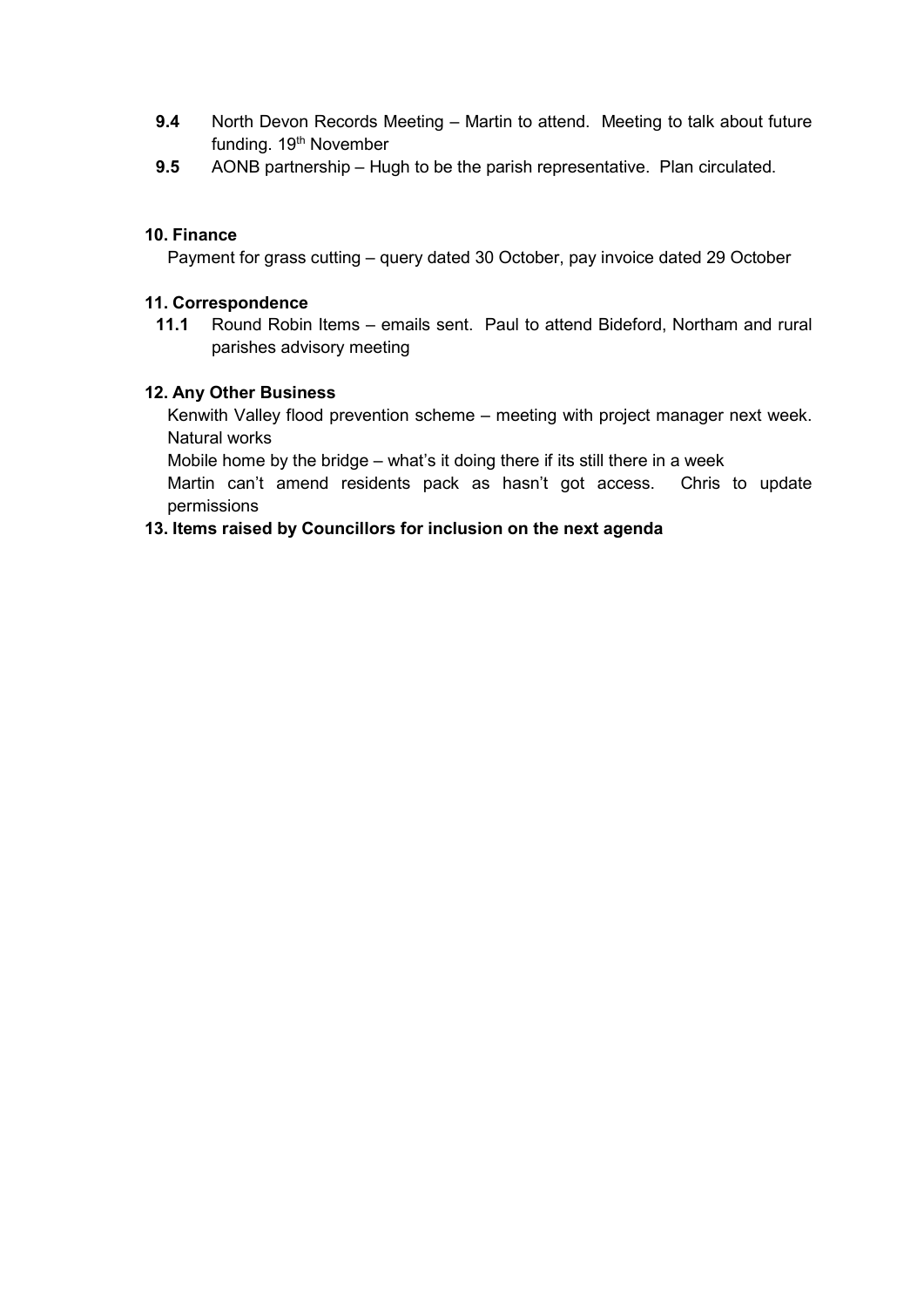**9.4** North Devon Records Meeting – Martin to attend. Meeting to talk about future funding. 19th November

**9.5** AONB partnership – Hugh to be the parish representative. Plan circulated.

### 10. Finance

Payment for grass cutting – query dated 30 October, pay invoice dated 29 October

### 11. Correspondence

**11.1** Round Robin Items – emails sent. Paul to attend Bideford, Northam and rural parishes advisory meeting

### 12. Any Other Business

Kenwith Valley flood prevention scheme – meeting with project manager next week. Natural works

Mobile home by the bridge – what's it doing there if its still there in a week

Martin can't amend residents pack as hasn't got access. Chris to update permissions

### 13. Items raised by Councillors for inclusion on the next agenda